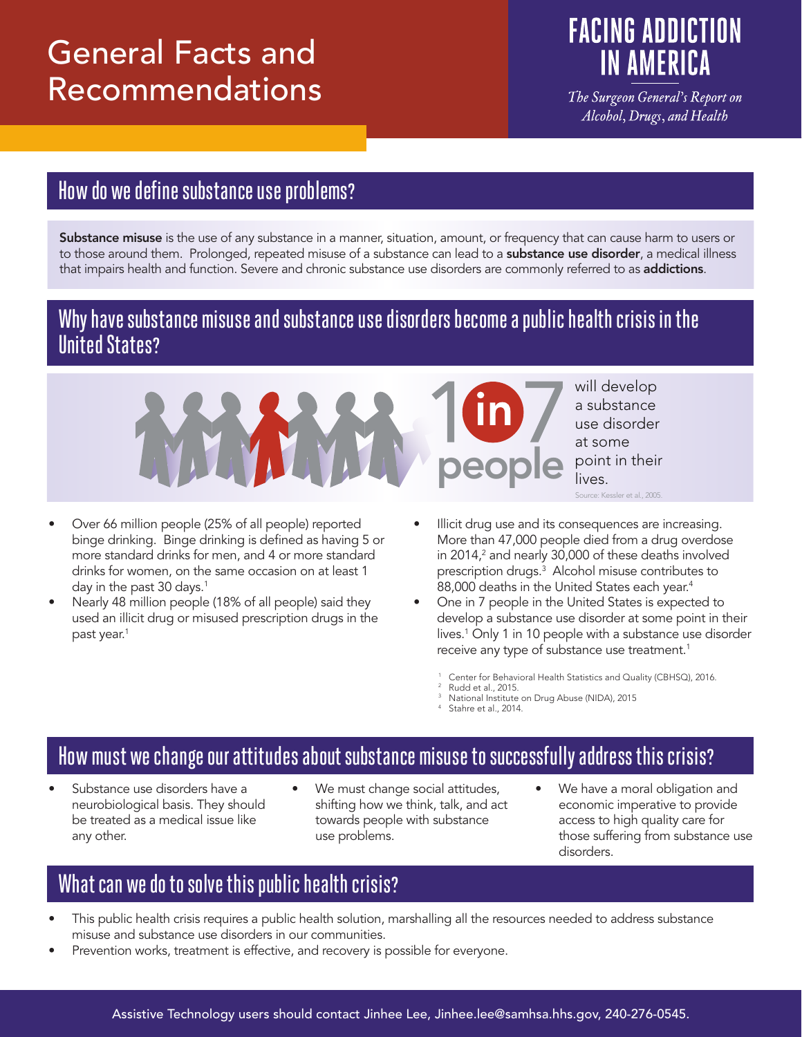# General Facts and Recommendations

**FACING ADDICTION IN AMERICA**

*The Surgeon General's Report on Alcohol, Drugs, and Health*

## How do we define substance use problems?

**Substance misuse** is the use of any substance in a manner, situation, amount, or frequency that can cause harm to users or to those around them. Prolonged, repeated misuse of a substance can lead to a **substance use disorder**, a medical illness that impairs health and function. Severe and chronic substance use disorders are commonly referred to as **addictions**.

## Why have substance misuse and substance use disorders become a public health crisis in the United States?

**1 in 7 people** will develop a substance use disorder at some point in their lives.

Source: Kessler et al., 2005.

- Over 66 million people (25% of all people) reported binge drinking. Binge drinking is defined as having 5 or more standard drinks for men, and 4 or more standard drinks for women, on the same occasion on at least 1 day in the past 30 days.[1]
- Nearly 48 million people (18% of all people) said they used an illicit drug or misused prescription drugs in the past year.[1]
- Illicit drug use and its consequences are increasing. More than 47,000 people died from a drug overdose in 2014,[2] and nearly 30,000 of these deaths involved prescription drugs.[3] Alcohol misuse contributes to 88,000 deaths in the United States each year.[4]
- One in 7 people in the United States is expected to develop a substance use disorder at some point in their lives.[1] Only 1 in 10 people with a substance use disorder receive any type of substance use treatment.[1]

1 Center for Behavioral Health Statistics and Quality (CBHSQ), 2016.
2 Rudd et al., 2015.
3 National Institute on Drug Abuse (NIDA), 2015
4 Stahre et al., 2014.

## How must we change our attitudes about substance misuse to successfully address this crisis?

- Substance use disorders have a neurobiological basis. They should be treated as a medical issue like any other.
- We must change social attitudes, shifting how we think, talk, and act towards people with substance use problems.
- We have a moral obligation and economic imperative to provide access to high quality care for those suffering from substance use disorders.

## What can we do to solve this public health crisis?

- This public health crisis requires a public health solution, marshalling all the resources needed to address substance misuse and substance use disorders in our communities.
- Prevention works, treatment is effective, and recovery is possible for everyone.

Assistive Technology users should contact Jinhee Lee, Jinhee.lee@samhsa.hhs.gov, 240-276-0545.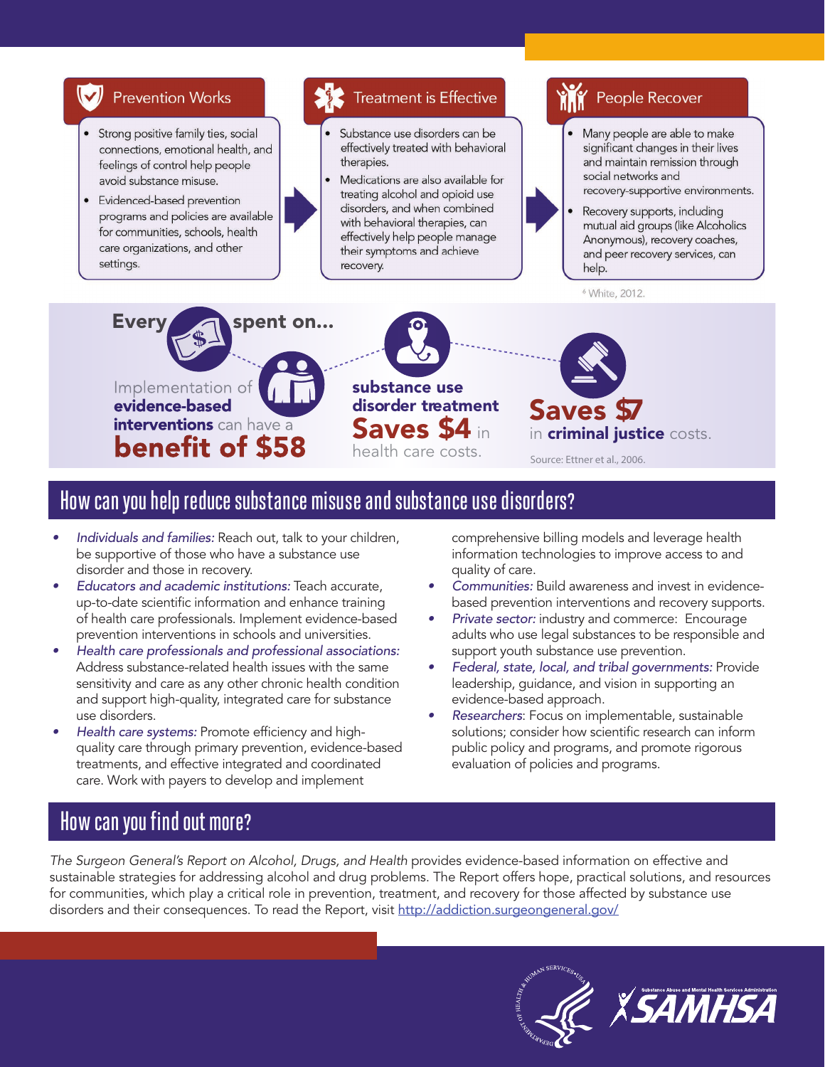### Prevention Works

- Strong positive family ties, social connections, emotional health, and feelings of control help people avoid substance misuse.
- Evidenced-based prevention programs and policies are available for communities, schools, health care organizations, and other settings.

### Treatment is Effective

- Substance use disorders can be effectively treated with behavioral therapies.
- Medications are also available for treating alcohol and opioid use disorders, and when combined with behavioral therapies, can effectively help people manage their symptoms and achieve recovery.

### People Recover

- Many people are able to make significant changes in their lives and maintain remission through social networks and recovery-supportive environments.
- Recovery supports, including mutual aid groups (like Alcoholics Anonymous), recovery coaches, and peer recovery services, can help.

[6] White, 2012.

**Every $ spent on...**

Implementation of **evidence-based interventions** can have a **benefit of $58**

**substance use disorder treatment Saves $4** in health care costs.

**Saves $7** in **criminal justice** costs.

Source: Ettner et al., 2006.

## How can you help reduce substance misuse and substance use disorders?

- *Individuals and families:* Reach out, talk to your children, be supportive of those who have a substance use disorder and those in recovery.
- *Educators and academic institutions:* Teach accurate, up-to-date scientific information and enhance training of health care professionals. Implement evidence-based prevention interventions in schools and universities.
- *Health care professionals and professional associations:* Address substance-related health issues with the same sensitivity and care as any other chronic health condition and support high-quality, integrated care for substance use disorders.
- *Health care systems:* Promote efficiency and high-quality care through primary prevention, evidence-based treatments, and effective integrated and coordinated care. Work with payers to develop and implement comprehensive billing models and leverage health information technologies to improve access to and quality of care.
- *Communities:* Build awareness and invest in evidence-based prevention interventions and recovery supports.
- *Private sector:* industry and commerce: Encourage adults who use legal substances to be responsible and support youth substance use prevention.
- *Federal, state, local, and tribal governments:* Provide leadership, guidance, and vision in supporting an evidence-based approach.
- *Researchers*: Focus on implementable, sustainable solutions; consider how scientific research can inform public policy and programs, and promote rigorous evaluation of policies and programs.

## How can you find out more?

*The Surgeon General's Report on Alcohol, Drugs, and Health* provides evidence-based information on effective and sustainable strategies for addressing alcohol and drug problems. The Report offers hope, practical solutions, and resources for communities, which play a critical role in prevention, treatment, and recovery for those affected by substance use disorders and their consequences. To read the Report, visit http://addiction.surgeongeneral.gov/

Substance Abuse and Mental Health Services Administration
SAMHSA